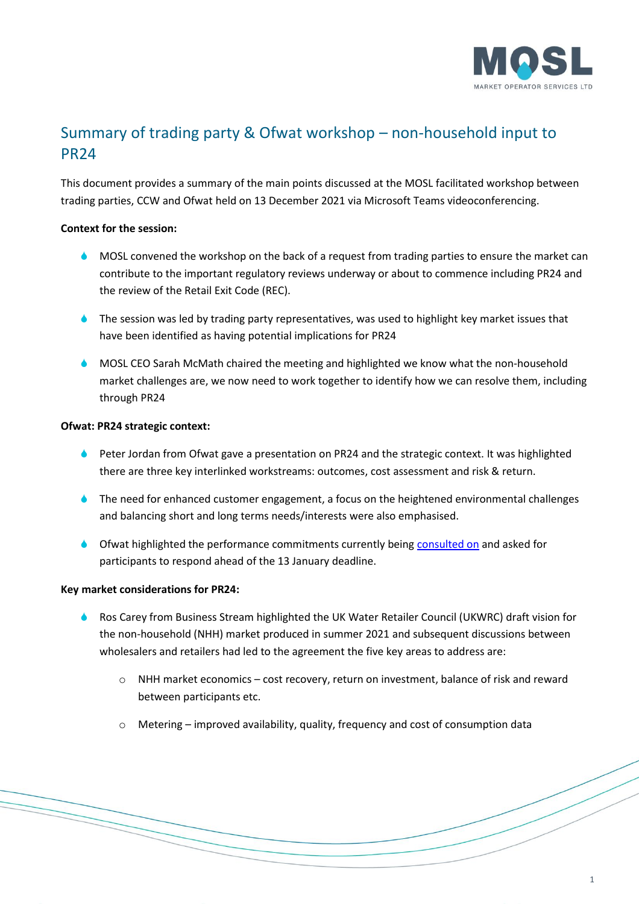# Summary of trading party & Ofwat workshop – non-household input to PR24

This document provides a summary of the main points discussed at the MOSL facilitated workshop between trading parties, CCW and Ofwat held on 13 December 2021 via Microsoft Teams videoconferencing.

**Context for the session:**

- MOSL convened the workshop on the back of a request from trading parties to ensure the market can contribute to the important regulatory reviews underway or about to commence including PR24 and the review of the Retail Exit Code (REC).
- The session was led by trading party representatives, was used to highlight key market issues that have been identified as having potential implications for PR24
- MOSL CEO Sarah McMath chaired the meeting and highlighted we know what the non-household market challenges are, we now need to work together to identify how we can resolve them, including through PR24

**Ofwat: PR24 strategic context:**

- Peter Jordan from Ofwat gave a presentation on PR24 and the strategic context. It was highlighted there are three key interlinked workstreams: outcomes, cost assessment and risk & return.
- The need for enhanced customer engagement, a focus on the heightened environmental challenges and balancing short and long terms needs/interests were also emphasised.
- Ofwat highlighted the performance commitments currently being consulted on and asked for participants to respond ahead of the 13 January deadline.

**Key market considerations for PR24:**

- Ros Carey from Business Stream highlighted the UK Water Retailer Council (UKWRC) draft vision for the non-household (NHH) market produced in summer 2021 and subsequent discussions between wholesalers and retailers had led to the agreement the five key areas to address are:
    - NHH market economics – cost recovery, return on investment, balance of risk and reward between participants etc.
    - Metering – improved availability, quality, frequency and cost of consumption data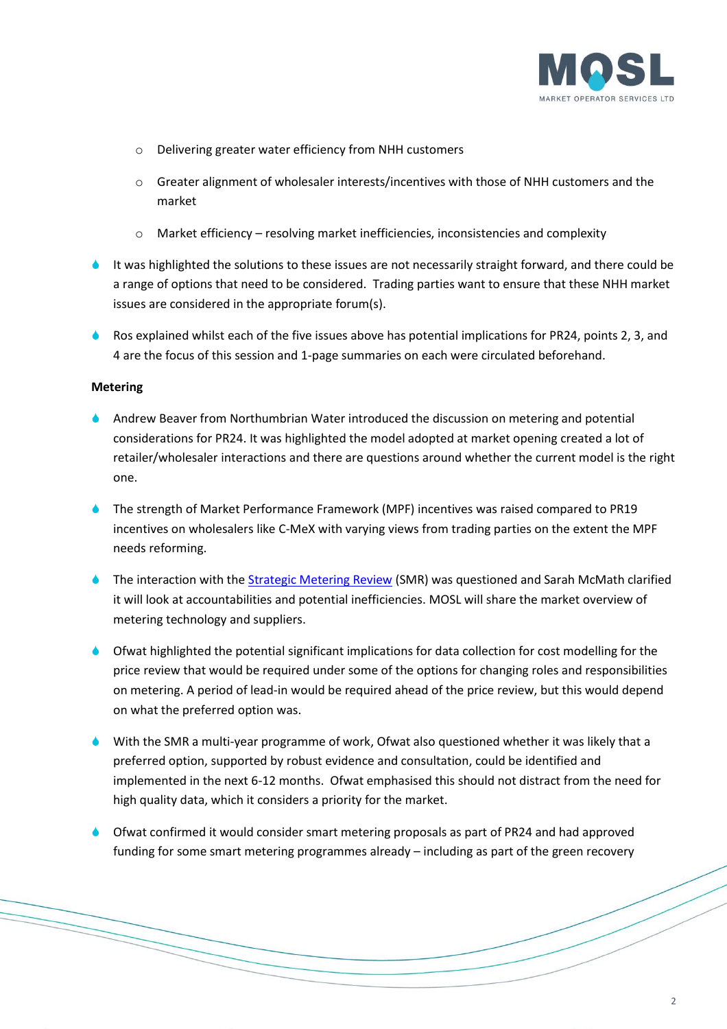- Delivering greater water efficiency from NHH customers
  - Greater alignment of wholesaler interests/incentives with those of NHH customers and the market
  - Market efficiency – resolving market inefficiencies, inconsistencies and complexity

- It was highlighted the solutions to these issues are not necessarily straight forward, and there could be a range of options that need to be considered. Trading parties want to ensure that these NHH market issues are considered in the appropriate forum(s).

- Ros explained whilst each of the five issues above has potential implications for PR24, points 2, 3, and 4 are the focus of this session and 1-page summaries on each were circulated beforehand.

**Metering**

- Andrew Beaver from Northumbrian Water introduced the discussion on metering and potential considerations for PR24. It was highlighted the model adopted at market opening created a lot of retailer/wholesaler interactions and there are questions around whether the current model is the right one.

- The strength of Market Performance Framework (MPF) incentives was raised compared to PR19 incentives on wholesalers like C-MeX with varying views from trading parties on the extent the MPF needs reforming.

- The interaction with the [Strategic Metering Review](Strategic Metering Review) (SMR) was questioned and Sarah McMath clarified it will look at accountabilities and potential inefficiencies. MOSL will share the market overview of metering technology and suppliers.

- Ofwat highlighted the potential significant implications for data collection for cost modelling for the price review that would be required under some of the options for changing roles and responsibilities on metering. A period of lead-in would be required ahead of the price review, but this would depend on what the preferred option was.

- With the SMR a multi-year programme of work, Ofwat also questioned whether it was likely that a preferred option, supported by robust evidence and consultation, could be identified and implemented in the next 6-12 months. Ofwat emphasised this should not distract from the need for high quality data, which it considers a priority for the market.

- Ofwat confirmed it would consider smart metering proposals as part of PR24 and had approved funding for some smart metering programmes already – including as part of the green recovery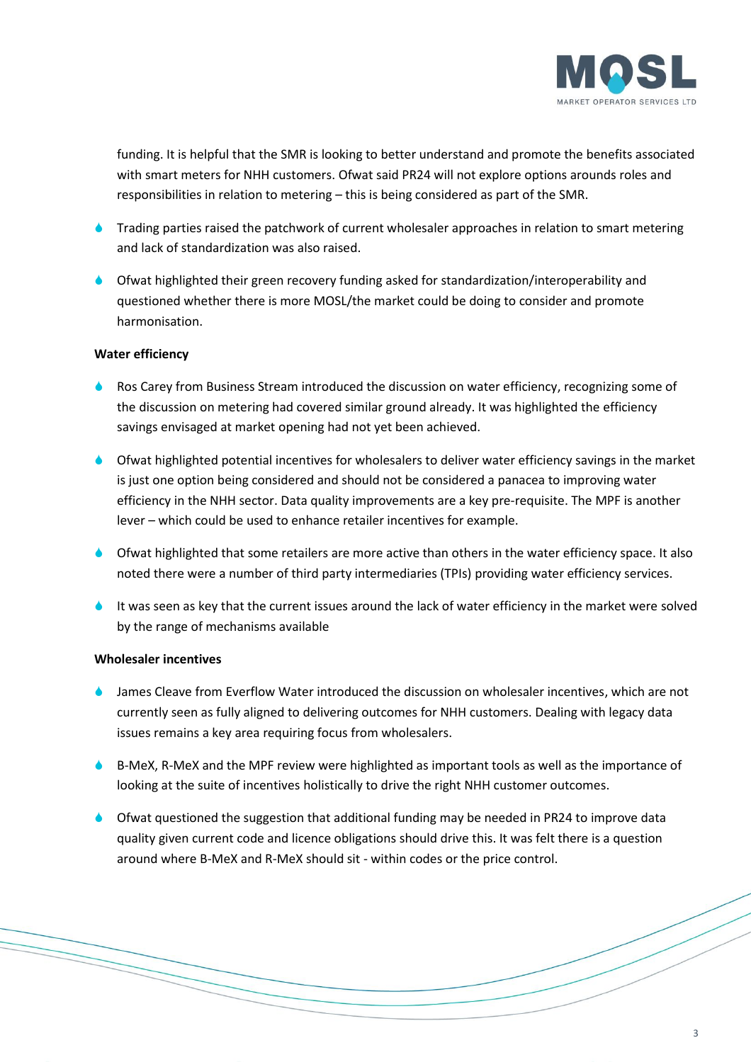funding. It is helpful that the SMR is looking to better understand and promote the benefits associated with smart meters for NHH customers. Ofwat said PR24 will not explore options arounds roles and responsibilities in relation to metering – this is being considered as part of the SMR.

- Trading parties raised the patchwork of current wholesaler approaches in relation to smart metering and lack of standardization was also raised.
- Ofwat highlighted their green recovery funding asked for standardization/interoperability and questioned whether there is more MOSL/the market could be doing to consider and promote harmonisation.

**Water efficiency**

- Ros Carey from Business Stream introduced the discussion on water efficiency, recognizing some of the discussion on metering had covered similar ground already. It was highlighted the efficiency savings envisaged at market opening had not yet been achieved.
- Ofwat highlighted potential incentives for wholesalers to deliver water efficiency savings in the market is just one option being considered and should not be considered a panacea to improving water efficiency in the NHH sector. Data quality improvements are a key pre-requisite. The MPF is another lever – which could be used to enhance retailer incentives for example.
- Ofwat highlighted that some retailers are more active than others in the water efficiency space. It also noted there were a number of third party intermediaries (TPIs) providing water efficiency services.
- It was seen as key that the current issues around the lack of water efficiency in the market were solved by the range of mechanisms available

**Wholesaler incentives**

- James Cleave from Everflow Water introduced the discussion on wholesaler incentives, which are not currently seen as fully aligned to delivering outcomes for NHH customers. Dealing with legacy data issues remains a key area requiring focus from wholesalers.
- B-MeX, R-MeX and the MPF review were highlighted as important tools as well as the importance of looking at the suite of incentives holistically to drive the right NHH customer outcomes.
- Ofwat questioned the suggestion that additional funding may be needed in PR24 to improve data quality given current code and licence obligations should drive this. It was felt there is a question around where B-MeX and R-MeX should sit - within codes or the price control.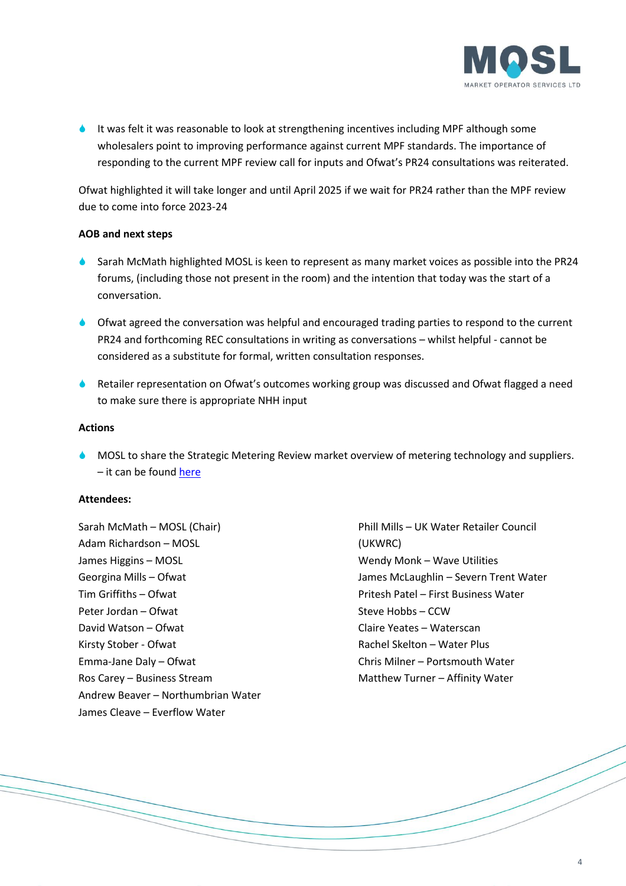- It was felt it was reasonable to look at strengthening incentives including MPF although some wholesalers point to improving performance against current MPF standards. The importance of responding to the current MPF review call for inputs and Ofwat's PR24 consultations was reiterated.

Ofwat highlighted it will take longer and until April 2025 if we wait for PR24 rather than the MPF review due to come into force 2023-24

**AOB and next steps**

- Sarah McMath highlighted MOSL is keen to represent as many market voices as possible into the PR24 forums, (including those not present in the room) and the intention that today was the start of a conversation.
- Ofwat agreed the conversation was helpful and encouraged trading parties to respond to the current PR24 and forthcoming REC consultations in writing as conversations – whilst helpful - cannot be considered as a substitute for formal, written consultation responses.
- Retailer representation on Ofwat's outcomes working group was discussed and Ofwat flagged a need to make sure there is appropriate NHH input

**Actions**

- MOSL to share the Strategic Metering Review market overview of metering technology and suppliers. – it can be found here

**Attendees:**

Sarah McMath – MOSL (Chair)
Adam Richardson – MOSL
James Higgins – MOSL
Georgina Mills – Ofwat
Tim Griffiths – Ofwat
Peter Jordan – Ofwat
David Watson – Ofwat
Kirsty Stober - Ofwat
Emma-Jane Daly – Ofwat
Ros Carey – Business Stream
Andrew Beaver – Northumbrian Water
James Cleave – Everflow Water
Phill Mills – UK Water Retailer Council (UKWRC)
Wendy Monk – Wave Utilities
James McLaughlin – Severn Trent Water
Pritesh Patel – First Business Water
Steve Hobbs – CCW
Claire Yeates – Waterscan
Rachel Skelton – Water Plus
Chris Milner – Portsmouth Water
Matthew Turner – Affinity Water